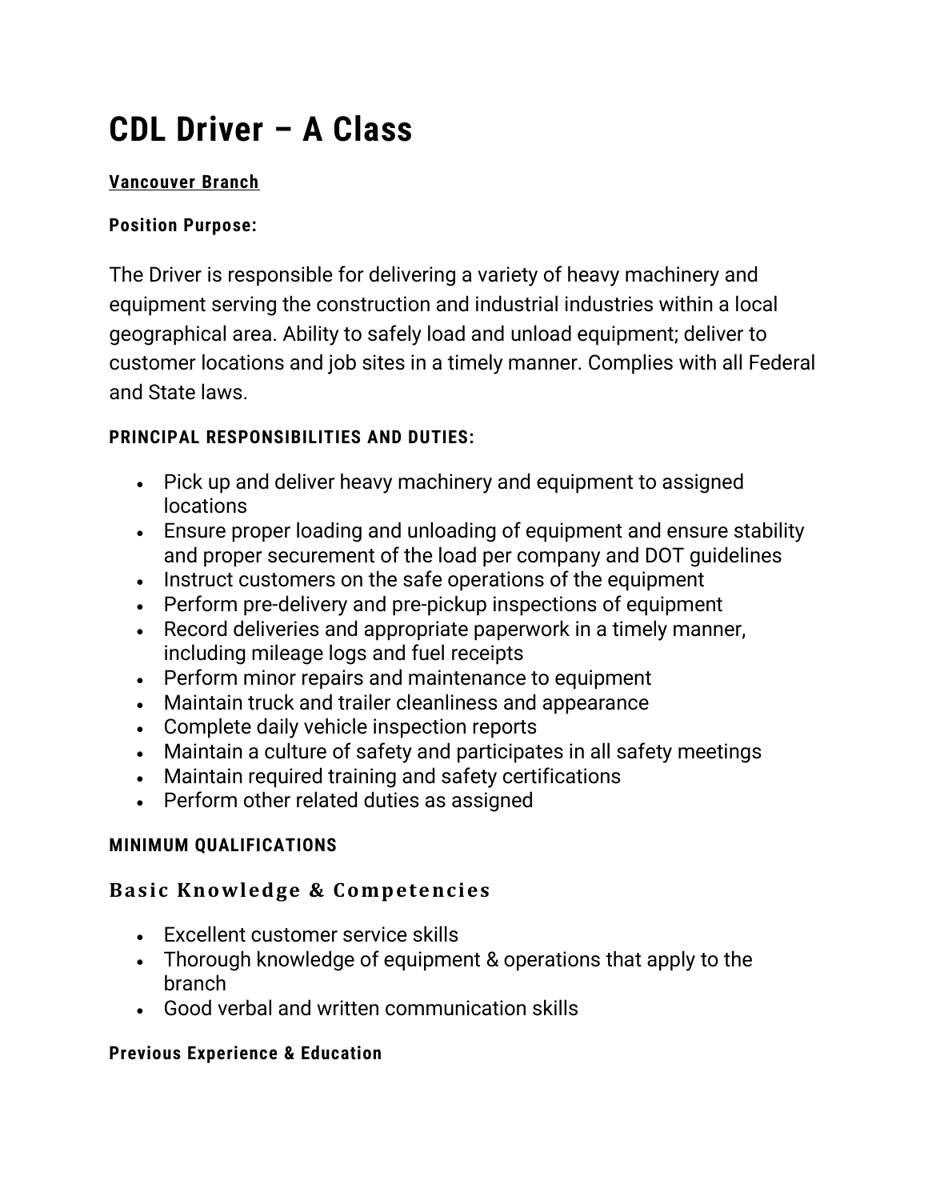# CDL Driver – A Class

**Vancouver Branch**

**Position Purpose:**

The Driver is responsible for delivering a variety of heavy machinery and equipment serving the construction and industrial industries within a local geographical area. Ability to safely load and unload equipment; deliver to customer locations and job sites in a timely manner. Complies with all Federal and State laws.

**PRINCIPAL RESPONSIBILITIES AND DUTIES:**

- Pick up and deliver heavy machinery and equipment to assigned locations
- Ensure proper loading and unloading of equipment and ensure stability and proper securement of the load per company and DOT guidelines
- Instruct customers on the safe operations of the equipment
- Perform pre-delivery and pre-pickup inspections of equipment
- Record deliveries and appropriate paperwork in a timely manner, including mileage logs and fuel receipts
- Perform minor repairs and maintenance to equipment
- Maintain truck and trailer cleanliness and appearance
- Complete daily vehicle inspection reports
- Maintain a culture of safety and participates in all safety meetings
- Maintain required training and safety certifications
- Perform other related duties as assigned

**MINIMUM QUALIFICATIONS**

## Basic Knowledge & Competencies

- Excellent customer service skills
- Thorough knowledge of equipment & operations that apply to the branch
- Good verbal and written communication skills

**Previous Experience & Education**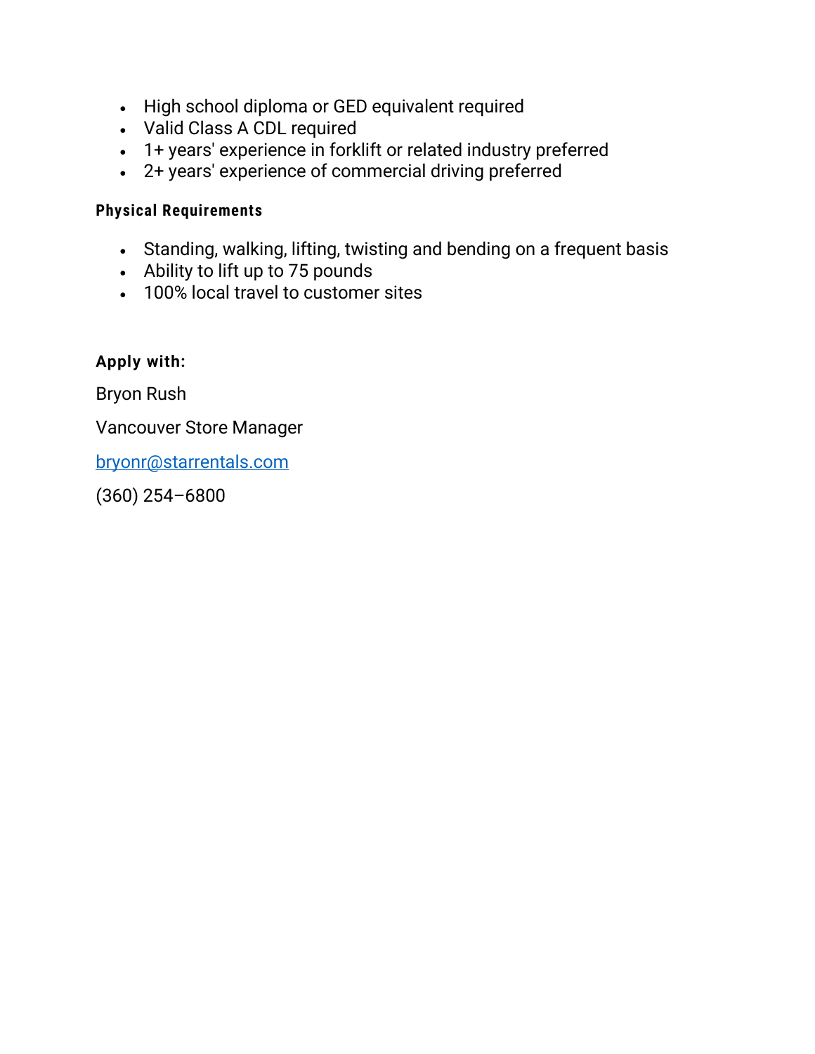- High school diploma or GED equivalent required
- Valid Class A CDL required
- 1+ years' experience in forklift or related industry preferred
- 2+ years' experience of commercial driving preferred

**Physical Requirements**

- Standing, walking, lifting, twisting and bending on a frequent basis
- Ability to lift up to 75 pounds
- 100% local travel to customer sites

**Apply with:**

Bryon Rush

Vancouver Store Manager

bryonr@starrentals.com

(360) 254–6800